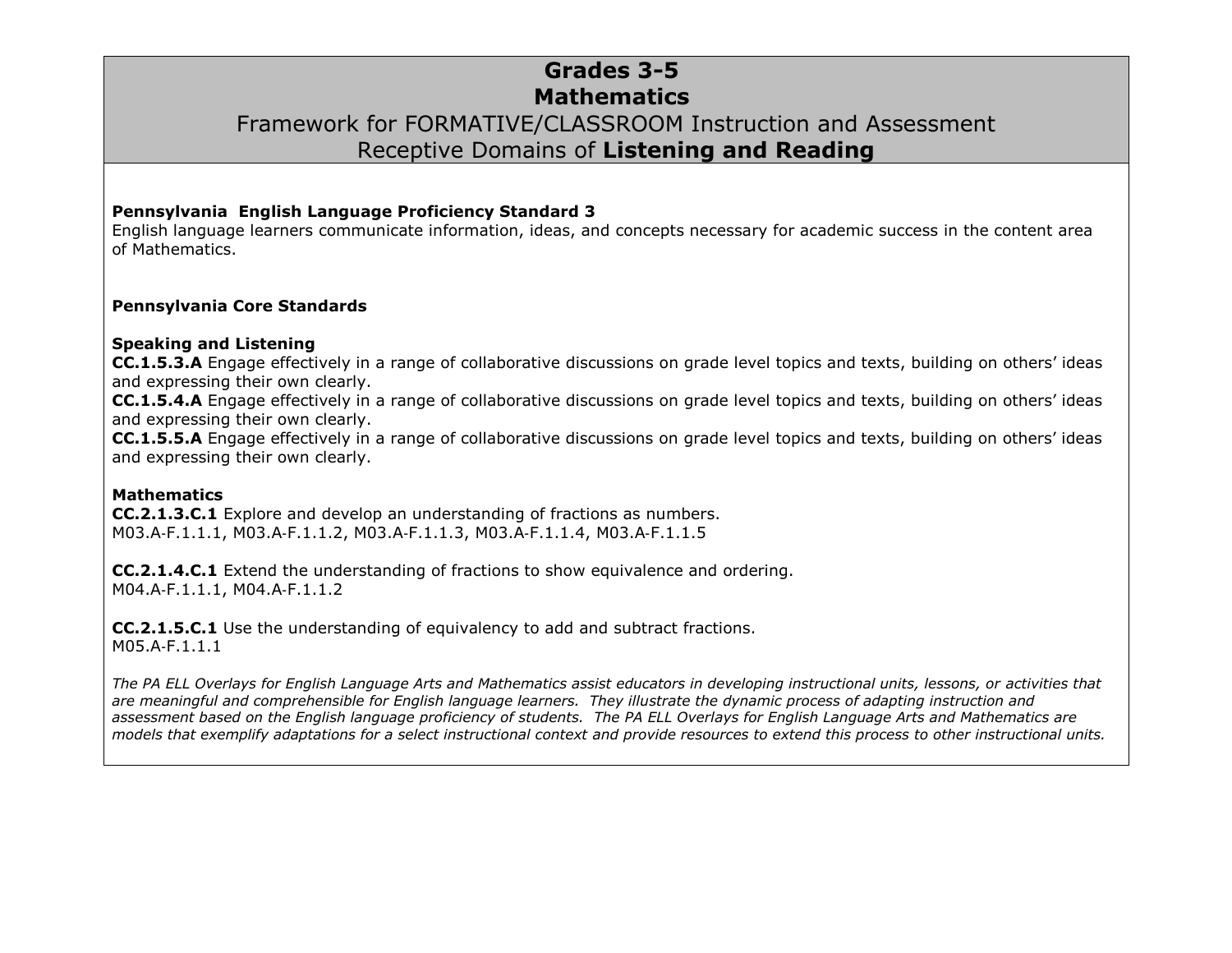# Grades 3-5
# Mathematics
## Framework for FORMATIVE/CLASSROOM Instruction and Assessment
## Receptive Domains of **Listening and Reading**

**Pennsylvania English Language Proficiency Standard 3**
English language learners communicate information, ideas, and concepts necessary for academic success in the content area of Mathematics.

**Pennsylvania Core Standards**

**Speaking and Listening**
**CC.1.5.3.A** Engage effectively in a range of collaborative discussions on grade level topics and texts, building on others' ideas and expressing their own clearly.
**CC.1.5.4.A** Engage effectively in a range of collaborative discussions on grade level topics and texts, building on others' ideas and expressing their own clearly.
**CC.1.5.5.A** Engage effectively in a range of collaborative discussions on grade level topics and texts, building on others' ideas and expressing their own clearly.

**Mathematics**
**CC.2.1.3.C.1** Explore and develop an understanding of fractions as numbers.
M03.A-F.1.1.1, M03.A-F.1.1.2, M03.A-F.1.1.3, M03.A-F.1.1.4, M03.A-F.1.1.5

**CC.2.1.4.C.1** Extend the understanding of fractions to show equivalence and ordering.
M04.A-F.1.1.1, M04.A-F.1.1.2

**CC.2.1.5.C.1** Use the understanding of equivalency to add and subtract fractions.
M05.A-F.1.1.1

*The PA ELL Overlays for English Language Arts and Mathematics assist educators in developing instructional units, lessons, or activities that are meaningful and comprehensible for English language learners. They illustrate the dynamic process of adapting instruction and assessment based on the English language proficiency of students. The PA ELL Overlays for English Language Arts and Mathematics are models that exemplify adaptations for a select instructional context and provide resources to extend this process to other instructional units.*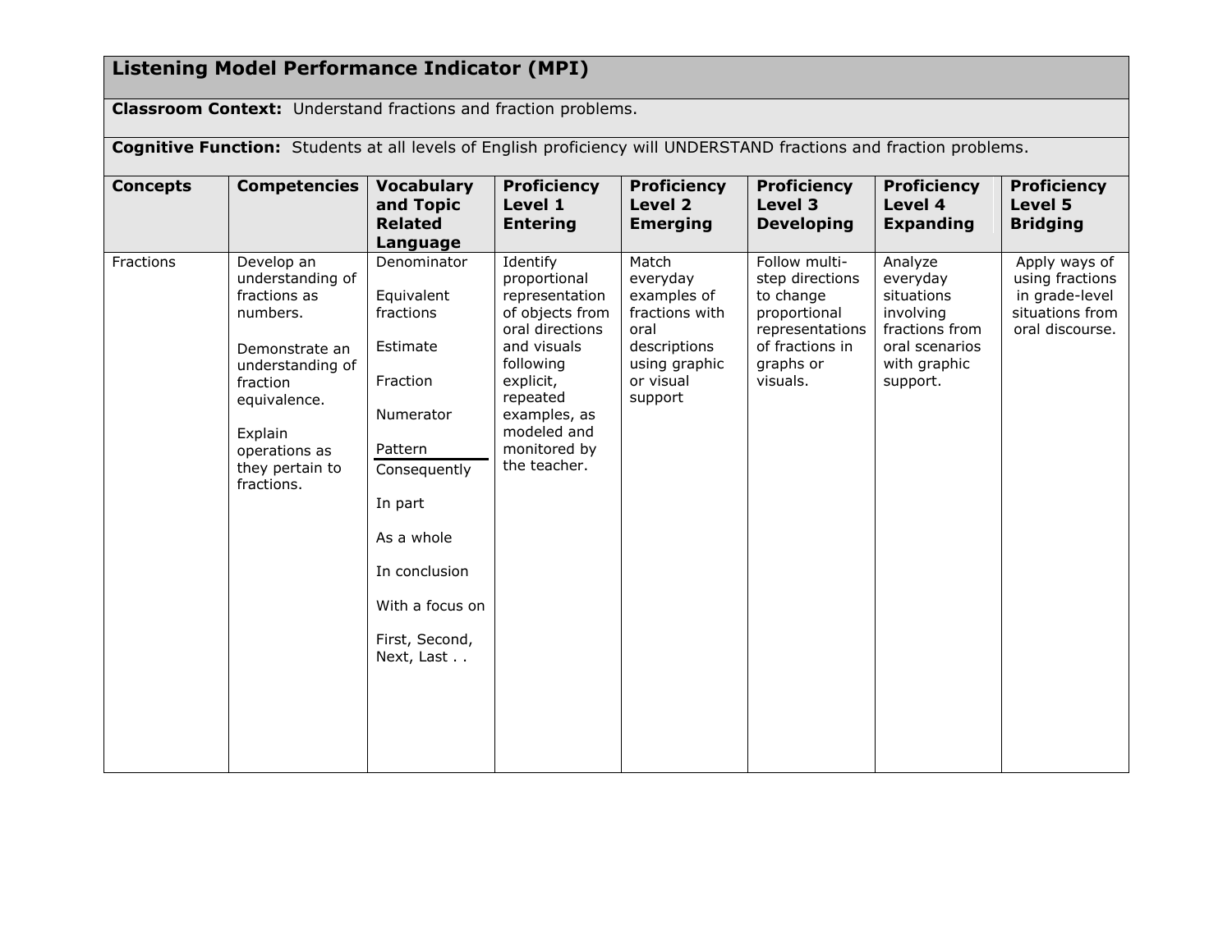| Listening Model Performance Indicator (MPI) | | | | | | | |
|---|---|---|---|---|---|---|---|
| **Classroom Context:** Understand fractions and fraction problems. | | | | | | | |
| **Cognitive Function:** Students at all levels of English proficiency will UNDERSTAND fractions and fraction problems. | | | | | | | |
| **Concepts** | **Competencies** | **Vocabulary and Topic Related Language** | **Proficiency Level 1 Entering** | **Proficiency Level 2 Emerging** | **Proficiency Level 3 Developing** | **Proficiency Level 4 Expanding** | **Proficiency Level 5 Bridging** |
| Fractions | Develop an understanding of fractions as numbers.<br><br>Demonstrate an understanding of fraction equivalence.<br><br>Explain operations as they pertain to fractions. | Denominator<br><br>Equivalent fractions<br><br>Estimate<br><br>Fraction<br><br>Numerator<br><br>Pattern<br>---<br>Consequently<br><br>In part<br><br>As a whole<br><br>In conclusion<br><br>With a focus on<br><br>First, Second, Next, Last . . | Identify proportional representation of objects from oral directions and visuals following explicit, repeated examples, as modeled and monitored by the teacher. | Match everyday examples of fractions with oral descriptions using graphic or visual support | Follow multi-step directions to change proportional representations of fractions in graphs or visuals. | Analyze everyday situations involving fractions from oral scenarios with graphic support. | Apply ways of using fractions in grade-level situations from oral discourse. |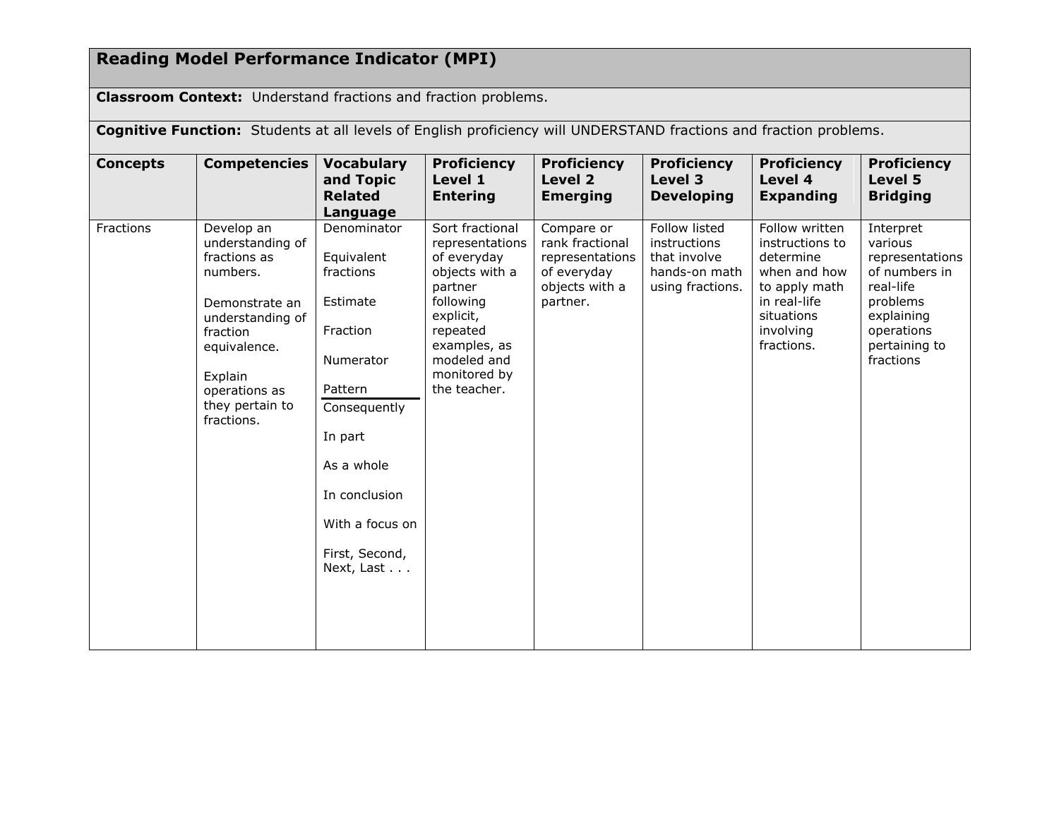## Reading Model Performance Indicator (MPI)

**Classroom Context:** Understand fractions and fraction problems.

**Cognitive Function:** Students at all levels of English proficiency will UNDERSTAND fractions and fraction problems.

| Concepts | Competencies | Vocabulary and Topic Related Language | Proficiency Level 1 Entering | Proficiency Level 2 Emerging | Proficiency Level 3 Developing | Proficiency Level 4 Expanding | Proficiency Level 5 Bridging |
|---|---|---|---|---|---|---|---|
| Fractions | Develop an understanding of fractions as numbers.<br><br>Demonstrate an understanding of fraction equivalence.<br><br>Explain operations as they pertain to fractions. | Denominator<br><br>Equivalent fractions<br><br>Estimate<br><br>Fraction<br><br>Numerator<br><br>Pattern<br>Consequently<br><br>In part<br><br>As a whole<br><br>In conclusion<br><br>With a focus on<br><br>First, Second, Next, Last . . . | Sort fractional representations of everyday objects with a partner following explicit, repeated examples, as modeled and monitored by the teacher. | Compare or rank fractional representations of everyday objects with a partner. | Follow listed instructions that involve hands-on math using fractions. | Follow written instructions to determine when and how to apply math in real-life situations involving fractions. | Interpret various representations of numbers in real-life problems explaining operations pertaining to fractions |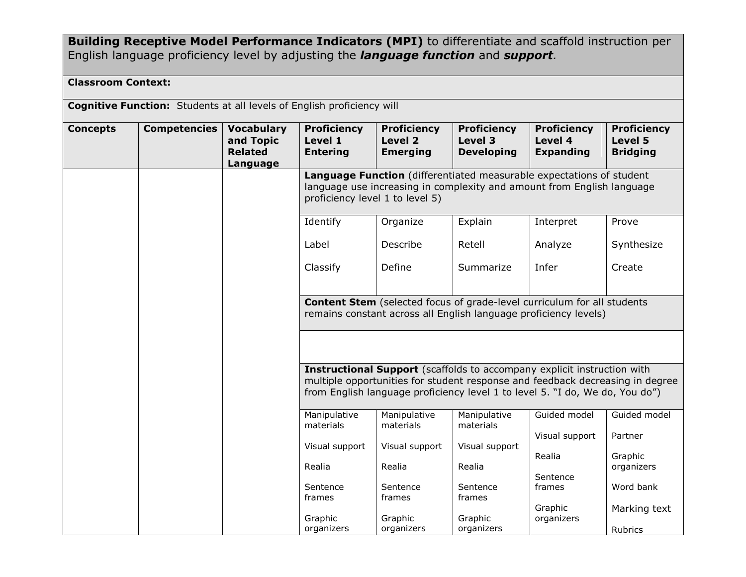**Building Receptive Model Performance Indicators (MPI)** to differentiate and scaffold instruction per English language proficiency level by adjusting the ***language function*** and ***support***.

**Classroom Context:**

**Cognitive Function:** Students at all levels of English proficiency will

| **Concepts** | **Competencies** | **Vocabulary and Topic Related Language** | **Proficiency Level 1 Entering** | **Proficiency Level 2 Emerging** | **Proficiency Level 3 Developing** | **Proficiency Level 4 Expanding** | **Proficiency Level 5 Bridging** |
|---|---|---|---|---|---|---|---|
| | | | **Language Function** (differentiated measurable expectations of student language use increasing in complexity and amount from English language proficiency level 1 to level 5) | | | | |
| | | | Identify<br><br>Label<br><br>Classify | Organize<br><br>Describe<br><br>Define | Explain<br><br>Retell<br><br>Summarize | Interpret<br><br>Analyze<br><br>Infer | Prove<br><br>Synthesize<br><br>Create |
| | | | **Content Stem** (selected focus of grade-level curriculum for all students remains constant across all English language proficiency levels) | | | | |
| | | | | | | | |
| | | | **Instructional Support** (scaffolds to accompany explicit instruction with multiple opportunities for student response and feedback decreasing in degree from English language proficiency level 1 to level 5. "I do, We do, You do") | | | | |
| | | | Manipulative materials<br><br>Visual support<br><br>Realia<br><br>Sentence frames<br><br>Graphic organizers | Manipulative materials<br><br>Visual support<br><br>Realia<br><br>Sentence frames<br><br>Graphic organizers | Manipulative materials<br><br>Visual support<br><br>Realia<br><br>Sentence frames<br><br>Graphic organizers | Guided model<br><br>Visual support<br><br>Realia<br><br>Sentence frames<br><br>Graphic organizers | Guided model<br><br>Partner<br><br>Graphic organizers<br><br>Word bank<br><br>Marking text<br><br>Rubrics |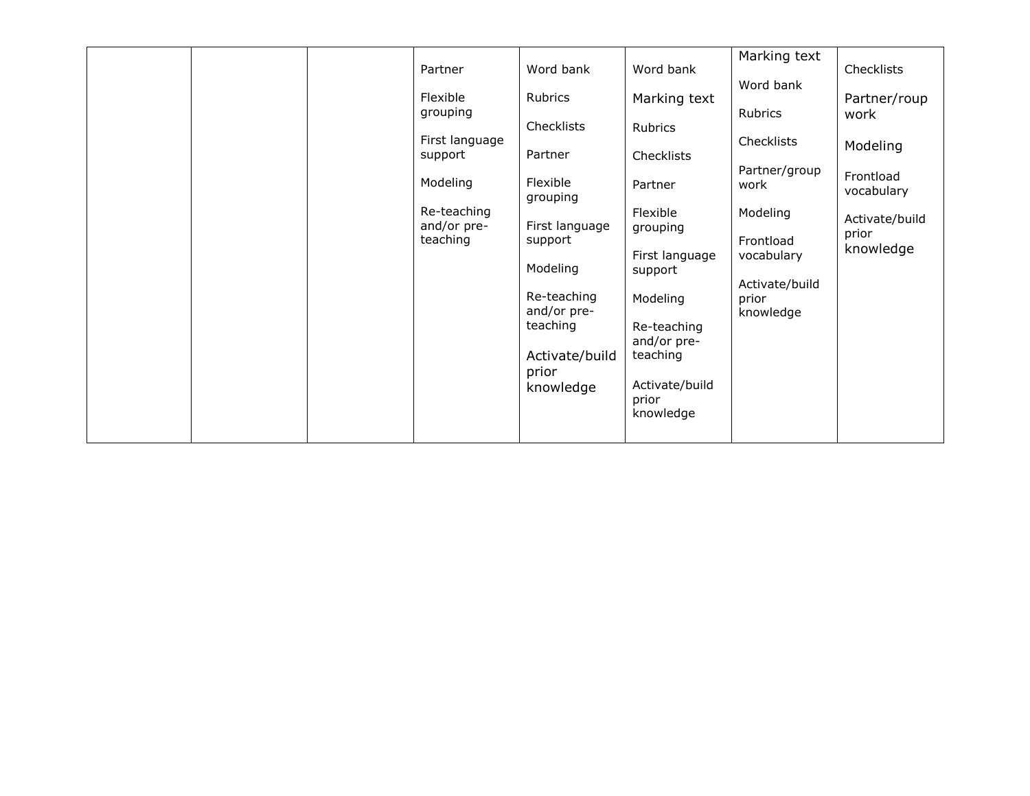| | | | | | | | |
|---|---|---|---|---|---|---|---|
| | | | Partner<br><br>Flexible grouping<br><br>First language support<br><br>Modeling<br><br>Re-teaching and/or pre-teaching | Word bank<br><br>Rubrics<br><br>Checklists<br><br>Partner<br><br>Flexible grouping<br><br>First language support<br><br>Modeling<br><br>Re-teaching and/or pre-teaching<br><br>Activate/build prior knowledge | Word bank<br><br>Marking text<br><br>Rubrics<br><br>Checklists<br><br>Partner<br><br>Flexible grouping<br><br>First language support<br><br>Modeling<br><br>Re-teaching and/or pre-teaching<br><br>Activate/build prior knowledge | Marking text<br><br>Word bank<br><br>Rubrics<br><br>Checklists<br><br>Partner/group work<br><br>Modeling<br><br>Frontload vocabulary<br><br>Activate/build prior knowledge | Checklists<br><br>Partner/roup work<br><br>Modeling<br><br>Frontload vocabulary<br><br>Activate/build prior knowledge |